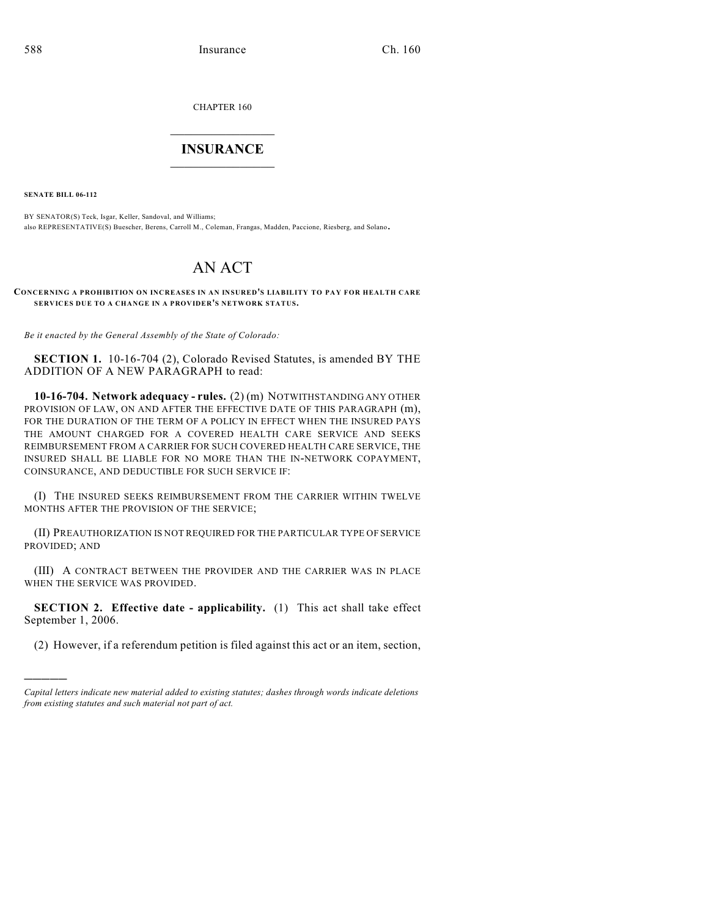CHAPTER 160

# INSURANCE

**SENATE BILL 06-112**

BY SENATOR(S) Teck, Isgar, Keller, Sandoval, and Williams;
also REPRESENTATIVE(S) Buescher, Berens, Carroll M., Coleman, Frangas, Madden, Paccione, Riesberg, and Solano.

# AN ACT

**CONCERNING A PROHIBITION ON INCREASES IN AN INSURED'S LIABILITY TO PAY FOR HEALTH CARE SERVICES DUE TO A CHANGE IN A PROVIDER'S NETWORK STATUS.**

*Be it enacted by the General Assembly of the State of Colorado:*

**SECTION 1.** 10-16-704 (2), Colorado Revised Statutes, is amended BY THE ADDITION OF A NEW PARAGRAPH to read:

**10-16-704. Network adequacy - rules.** (2) (m) NOTWITHSTANDING ANY OTHER PROVISION OF LAW, ON AND AFTER THE EFFECTIVE DATE OF THIS PARAGRAPH (m), FOR THE DURATION OF THE TERM OF A POLICY IN EFFECT WHEN THE INSURED PAYS THE AMOUNT CHARGED FOR A COVERED HEALTH CARE SERVICE AND SEEKS REIMBURSEMENT FROM A CARRIER FOR SUCH COVERED HEALTH CARE SERVICE, THE INSURED SHALL BE LIABLE FOR NO MORE THAN THE IN-NETWORK COPAYMENT, COINSURANCE, AND DEDUCTIBLE FOR SUCH SERVICE IF:

(I) THE INSURED SEEKS REIMBURSEMENT FROM THE CARRIER WITHIN TWELVE MONTHS AFTER THE PROVISION OF THE SERVICE;

(II) PREAUTHORIZATION IS NOT REQUIRED FOR THE PARTICULAR TYPE OF SERVICE PROVIDED; AND

(III) A CONTRACT BETWEEN THE PROVIDER AND THE CARRIER WAS IN PLACE WHEN THE SERVICE WAS PROVIDED.

**SECTION 2. Effective date - applicability.** (1) This act shall take effect September 1, 2006.

(2) However, if a referendum petition is filed against this act or an item, section,

---

*Capital letters indicate new material added to existing statutes; dashes through words indicate deletions from existing statutes and such material not part of act.*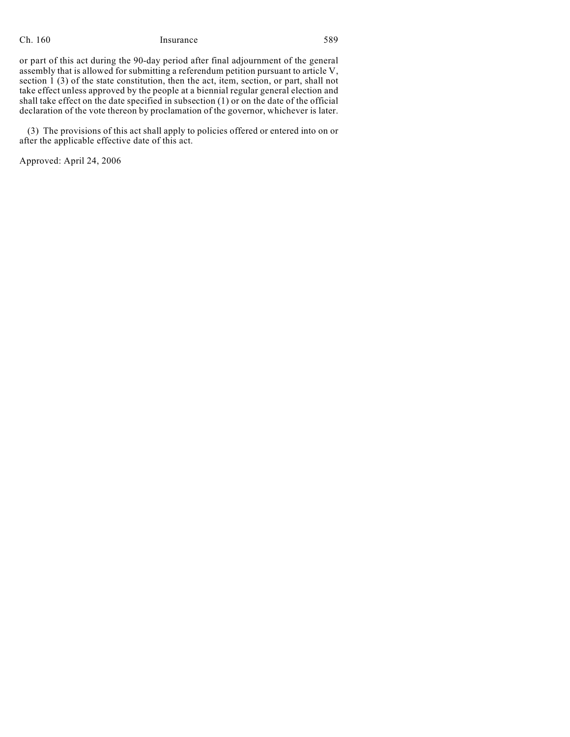or part of this act during the 90-day period after final adjournment of the general assembly that is allowed for submitting a referendum petition pursuant to article V, section 1 (3) of the state constitution, then the act, item, section, or part, shall not take effect unless approved by the people at a biennial regular general election and shall take effect on the date specified in subsection (1) or on the date of the official declaration of the vote thereon by proclamation of the governor, whichever is later.

(3) The provisions of this act shall apply to policies offered or entered into on or after the applicable effective date of this act.

Approved: April 24, 2006